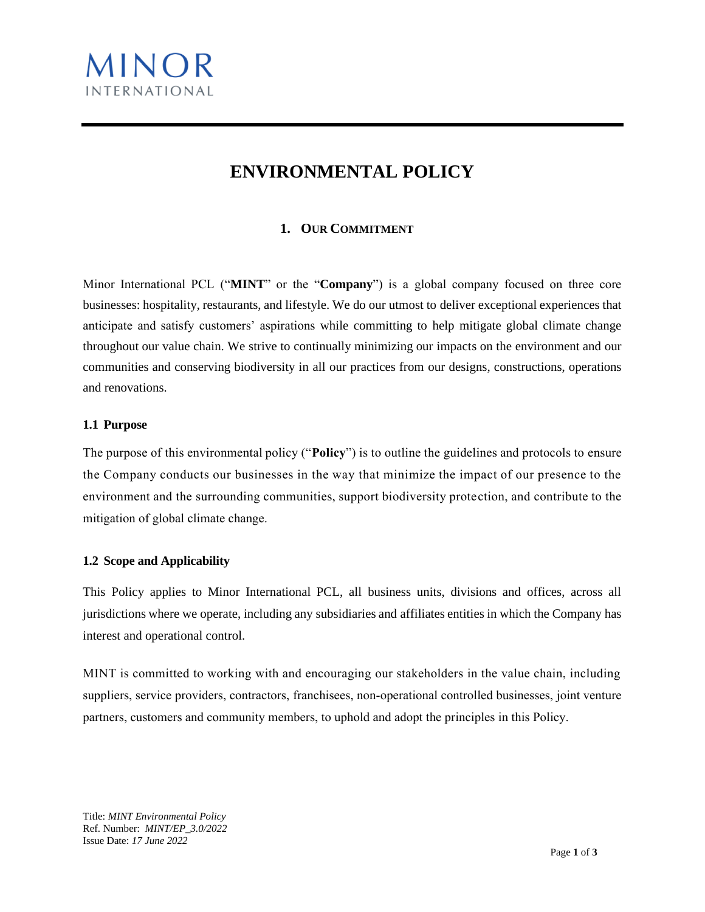MINOR
INTERNATIONAL

# ENVIRONMENTAL POLICY

## 1. OUR COMMITMENT

Minor International PCL ("**MINT**" or the "**Company**") is a global company focused on three core businesses: hospitality, restaurants, and lifestyle. We do our utmost to deliver exceptional experiences that anticipate and satisfy customers' aspirations while committing to help mitigate global climate change throughout our value chain. We strive to continually minimizing our impacts on the environment and our communities and conserving biodiversity in all our practices from our designs, constructions, operations and renovations.

### 1.1 Purpose

The purpose of this environmental policy ("**Policy**") is to outline the guidelines and protocols to ensure the Company conducts our businesses in the way that minimize the impact of our presence to the environment and the surrounding communities, support biodiversity protection, and contribute to the mitigation of global climate change.

### 1.2 Scope and Applicability

This Policy applies to Minor International PCL, all business units, divisions and offices, across all jurisdictions where we operate, including any subsidiaries and affiliates entities in which the Company has interest and operational control.

MINT is committed to working with and encouraging our stakeholders in the value chain, including suppliers, service providers, contractors, franchisees, non-operational controlled businesses, joint venture partners, customers and community members, to uphold and adopt the principles in this Policy.

Title: *MINT Environmental Policy*
Ref. Number: *MINT/EP_3.0/2022*
Issue Date: *17 June 2022*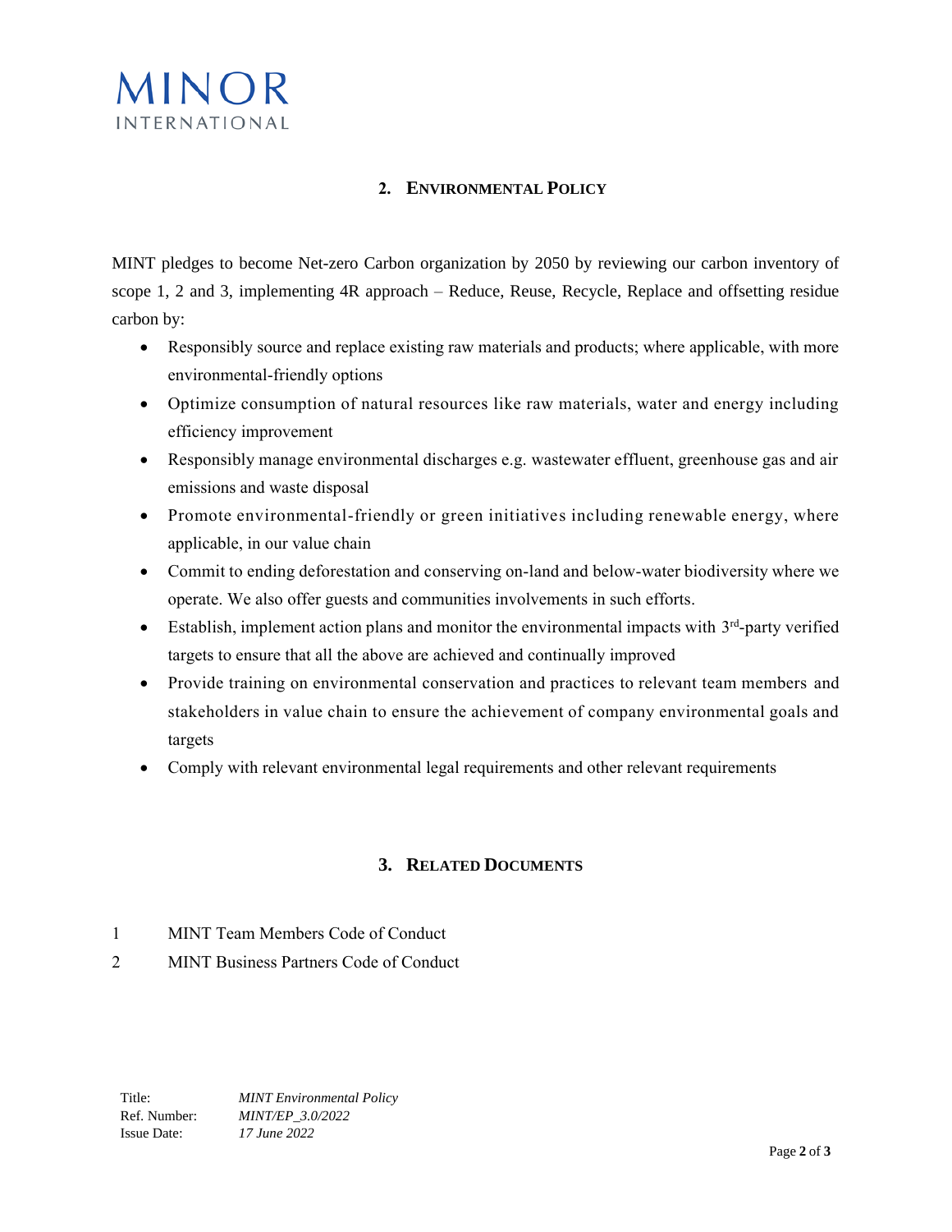## 2. Environmental Policy

MINT pledges to become Net-zero Carbon organization by 2050 by reviewing our carbon inventory of scope 1, 2 and 3, implementing 4R approach – Reduce, Reuse, Recycle, Replace and offsetting residue carbon by:

- Responsibly source and replace existing raw materials and products; where applicable, with more environmental-friendly options
- Optimize consumption of natural resources like raw materials, water and energy including efficiency improvement
- Responsibly manage environmental discharges e.g. wastewater effluent, greenhouse gas and air emissions and waste disposal
- Promote environmental-friendly or green initiatives including renewable energy, where applicable, in our value chain
- Commit to ending deforestation and conserving on-land and below-water biodiversity where we operate. We also offer guests and communities involvements in such efforts.
- Establish, implement action plans and monitor the environmental impacts with 3rd-party verified targets to ensure that all the above are achieved and continually improved
- Provide training on environmental conservation and practices to relevant team members and stakeholders in value chain to ensure the achievement of company environmental goals and targets
- Comply with relevant environmental legal requirements and other relevant requirements

## 3. Related Documents

1 MINT Team Members Code of Conduct

2 MINT Business Partners Code of Conduct

Title: *MINT Environmental Policy*
Ref. Number: *MINT/EP_3.0/2022*
Issue Date: *17 June 2022*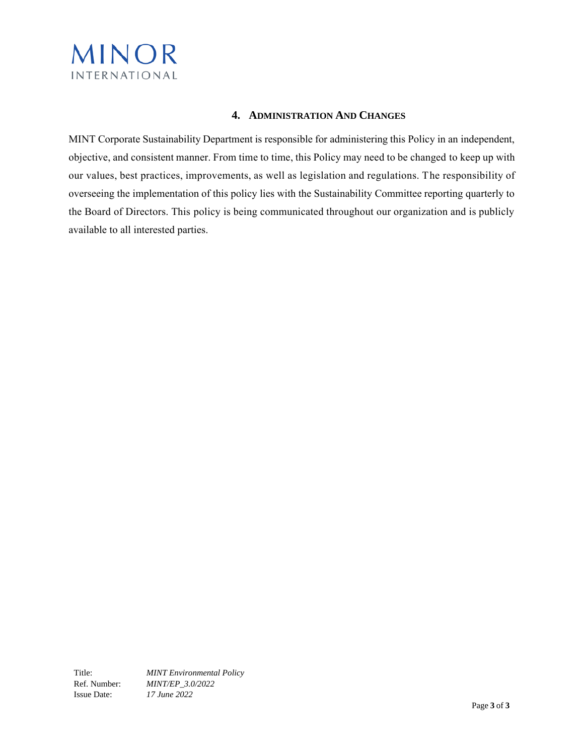## 4. Administration And Changes

MINT Corporate Sustainability Department is responsible for administering this Policy in an independent, objective, and consistent manner. From time to time, this Policy may need to be changed to keep up with our values, best practices, improvements, as well as legislation and regulations. The responsibility of overseeing the implementation of this policy lies with the Sustainability Committee reporting quarterly to the Board of Directors. This policy is being communicated throughout our organization and is publicly available to all interested parties.